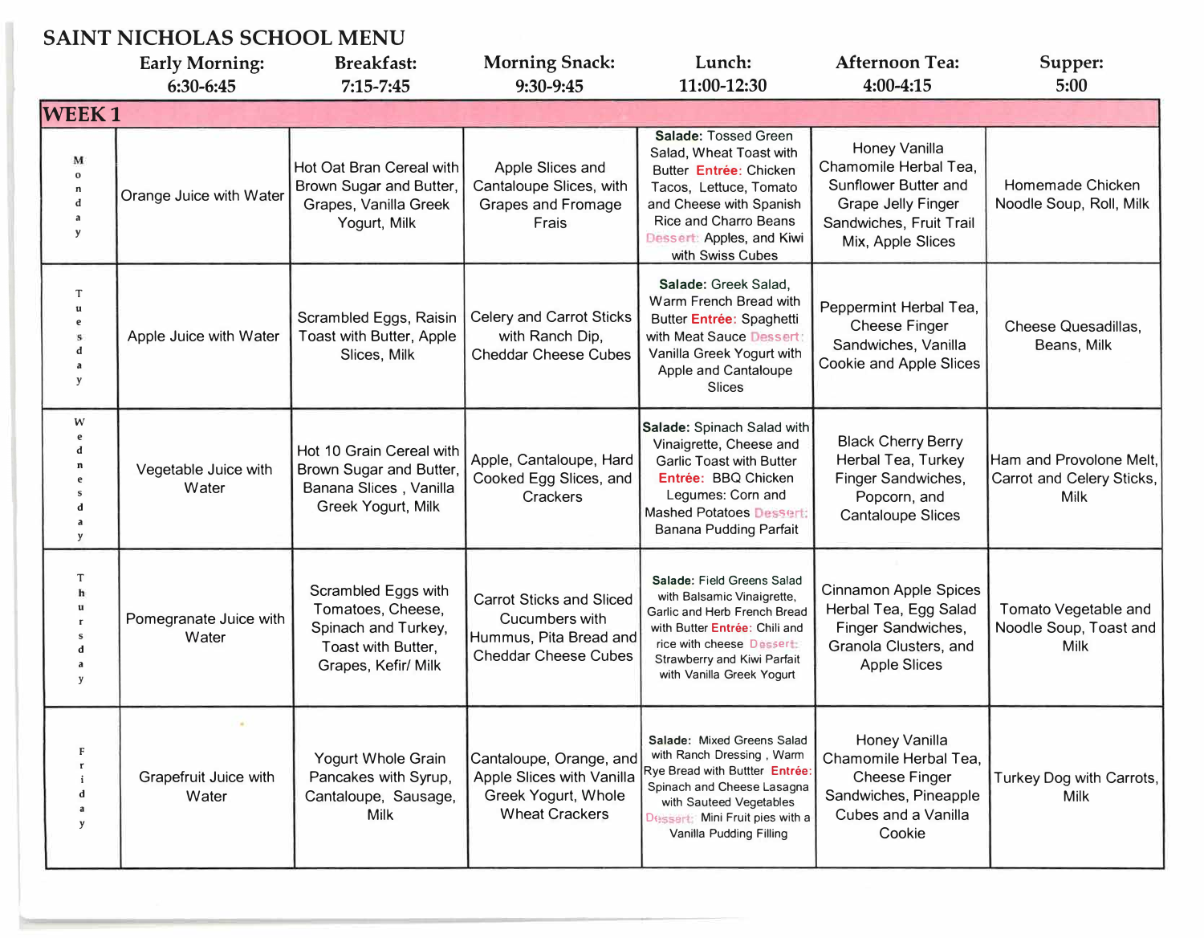# SAINT NICHOLAS SCHOOL MENU

| | Early Morning: 6:30-6:45 | Breakfast: 7:15-7:45 | Morning Snack: 9:30-9:45 | Lunch: 11:00-12:30 | Afternoon Tea: 4:00-4:15 | Supper: 5:00 |
|---|---|---|---|---|---|---|
| **WEEK 1** | | | | | | |
| Monday | Orange Juice with Water | Hot Oat Bran Cereal with Brown Sugar and Butter, Grapes, Vanilla Greek Yogurt, Milk | Apple Slices and Cantaloupe Slices, with Grapes and Fromage Frais | **Salade:** Tossed Green Salad, Wheat Toast with Butter **Entrée:** Chicken Tacos, Lettuce, Tomato and Cheese with Spanish Rice and Charro Beans Dessert: Apples, and Kiwi with Swiss Cubes | Honey Vanilla Chamomile Herbal Tea, Sunflower Butter and Grape Jelly Finger Sandwiches, Fruit Trail Mix, Apple Slices | Homemade Chicken Noodle Soup, Roll, Milk |
| Tuesday | Apple Juice with Water | Scrambled Eggs, Raisin Toast with Butter, Apple Slices, Milk | Celery and Carrot Sticks with Ranch Dip, Cheddar Cheese Cubes | **Salade:** Greek Salad, Warm French Bread with Butter **Entrée:** Spaghetti with Meat Sauce Dessert: Vanilla Greek Yogurt with Apple and Cantaloupe Slices | Peppermint Herbal Tea, Cheese Finger Sandwiches, Vanilla Cookie and Apple Slices | Cheese Quesadillas, Beans, Milk |
| Wednesday | Vegetable Juice with Water | Hot 10 Grain Cereal with Brown Sugar and Butter, Banana Slices , Vanilla Greek Yogurt, Milk | Apple, Cantaloupe, Hard Cooked Egg Slices, and Crackers | **Salade:** Spinach Salad with Vinaigrette, Cheese and Garlic Toast with Butter **Entrée:** BBQ Chicken Legumes: Corn and Mashed Potatoes Dessert: Banana Pudding Parfait | Black Cherry Berry Herbal Tea, Turkey Finger Sandwiches, Popcorn, and Cantaloupe Slices | Ham and Provolone Melt, Carrot and Celery Sticks, Milk |
| Thursday | Pomegranate Juice with Water | Scrambled Eggs with Tomatoes, Cheese, Spinach and Turkey, Toast with Butter, Grapes, Kefir/ Milk | Carrot Sticks and Sliced Cucumbers with Hummus, Pita Bread and Cheddar Cheese Cubes | **Salade:** Field Greens Salad with Balsamic Vinaigrette, Garlic and Herb French Bread with Butter **Entrée:** Chili and rice with cheese Dessert: Strawberry and Kiwi Parfait with Vanilla Greek Yogurt | Cinnamon Apple Spices Herbal Tea, Egg Salad Finger Sandwiches, Granola Clusters, and Apple Slices | Tomato Vegetable and Noodle Soup, Toast and Milk |
| Friday | Grapefruit Juice with Water | Yogurt Whole Grain Pancakes with Syrup, Cantaloupe, Sausage, Milk | Cantaloupe, Orange, and Apple Slices with Vanilla Greek Yogurt, Whole Wheat Crackers | **Salade:** Mixed Greens Salad with Ranch Dressing , Warm Rye Bread with Buttter **Entrée:** Spinach and Cheese Lasagna with Sauteed Vegetables Dessert: Mini Fruit pies with a Vanilla Pudding Filling | Honey Vanilla Chamomile Herbal Tea, Cheese Finger Sandwiches, Pineapple Cubes and a Vanilla Cookie | Turkey Dog with Carrots, Milk |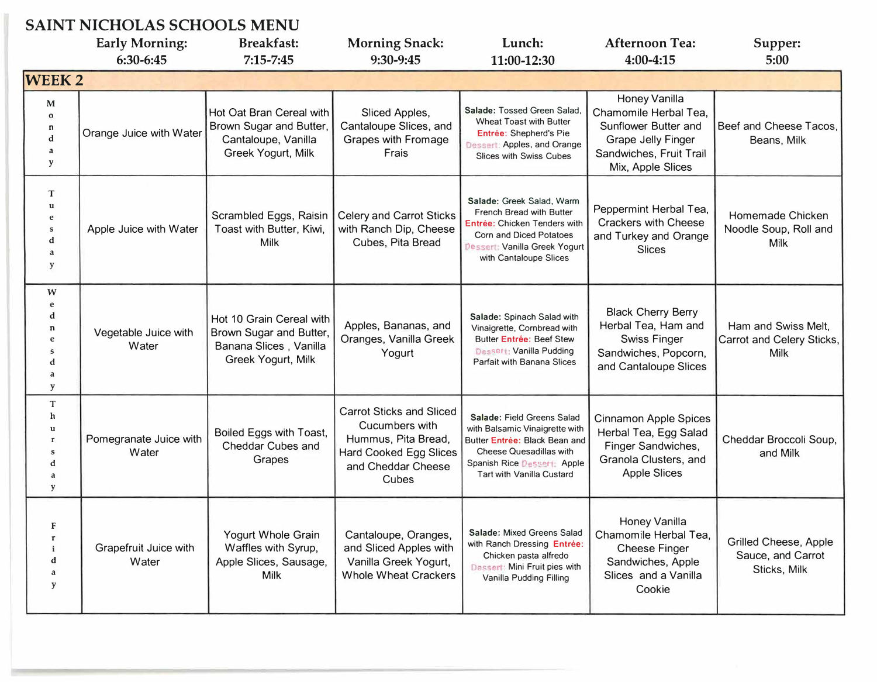# SAINT NICHOLAS SCHOOLS MENU

| | Early Morning: 6:30-6:45 | Breakfast: 7:15-7:45 | Morning Snack: 9:30-9:45 | Lunch: 11:00-12:30 | Afternoon Tea: 4:00-4:15 | Supper: 5:00 |
|---|---|---|---|---|---|---|
| **WEEK 2** | | | | | | |
| Monday | Orange Juice with Water | Hot Oat Bran Cereal with Brown Sugar and Butter, Cantaloupe, Vanilla Greek Yogurt, Milk | Sliced Apples, Cantaloupe Slices, and Grapes with Fromage Frais | **Salade:** Tossed Green Salad, Wheat Toast with Butter **Entrée:** Shepherd's Pie **Dessert:** Apples, and Orange Slices with Swiss Cubes | Honey Vanilla Chamomile Herbal Tea, Sunflower Butter and Grape Jelly Finger Sandwiches, Fruit Trail Mix, Apple Slices | Beef and Cheese Tacos, Beans, Milk |
| Tuesday | Apple Juice with Water | Scrambled Eggs, Raisin Toast with Butter, Kiwi, Milk | Celery and Carrot Sticks with Ranch Dip, Cheese Cubes, Pita Bread | **Salade:** Greek Salad, Warm French Bread with Butter **Entrée:** Chicken Tenders with Corn and Diced Potatoes **Dessert:** Vanilla Greek Yogurt with Cantaloupe Slices | Peppermint Herbal Tea, Crackers with Cheese and Turkey and Orange Slices | Homemade Chicken Noodle Soup, Roll and Milk |
| Wednesday | Vegetable Juice with Water | Hot 10 Grain Cereal with Brown Sugar and Butter, Banana Slices , Vanilla Greek Yogurt, Milk | Apples, Bananas, and Oranges, Vanilla Greek Yogurt | **Salade:** Spinach Salad with Vinaigrette, Cornbread with Butter **Entrée:** Beef Stew **Dessert:** Vanilla Pudding Parfait with Banana Slices | Black Cherry Berry Herbal Tea, Ham and Swiss Finger Sandwiches, Popcorn, and Cantaloupe Slices | Ham and Swiss Melt, Carrot and Celery Sticks, Milk |
| Thursday | Pomegranate Juice with Water | Boiled Eggs with Toast, Cheddar Cubes and Grapes | Carrot Sticks and Sliced Cucumbers with Hummus, Pita Bread, Hard Cooked Egg Slices and Cheddar Cheese Cubes | **Salade:** Field Greens Salad with Balsamic Vinaigrette with Butter **Entrée:** Black Bean and Cheese Quesadillas with Spanish Rice **Dessert:** Apple Tart with Vanilla Custard | Cinnamon Apple Spices Herbal Tea, Egg Salad Finger Sandwiches, Granola Clusters, and Apple Slices | Cheddar Broccoli Soup, and Milk |
| Friday | Grapefruit Juice with Water | Yogurt Whole Grain Waffles with Syrup, Apple Slices, Sausage, Milk | Cantaloupe, Oranges, and Sliced Apples with Vanilla Greek Yogurt, Whole Wheat Crackers | **Salade:** Mixed Greens Salad with Ranch Dressing **Entrée:** Chicken pasta alfredo **Dessert:** Mini Fruit pies with Vanilla Pudding Filling | Honey Vanilla Chamomile Herbal Tea, Cheese Finger Sandwiches, Apple Slices and a Vanilla Cookie | Grilled Cheese, Apple Sauce, and Carrot Sticks, Milk |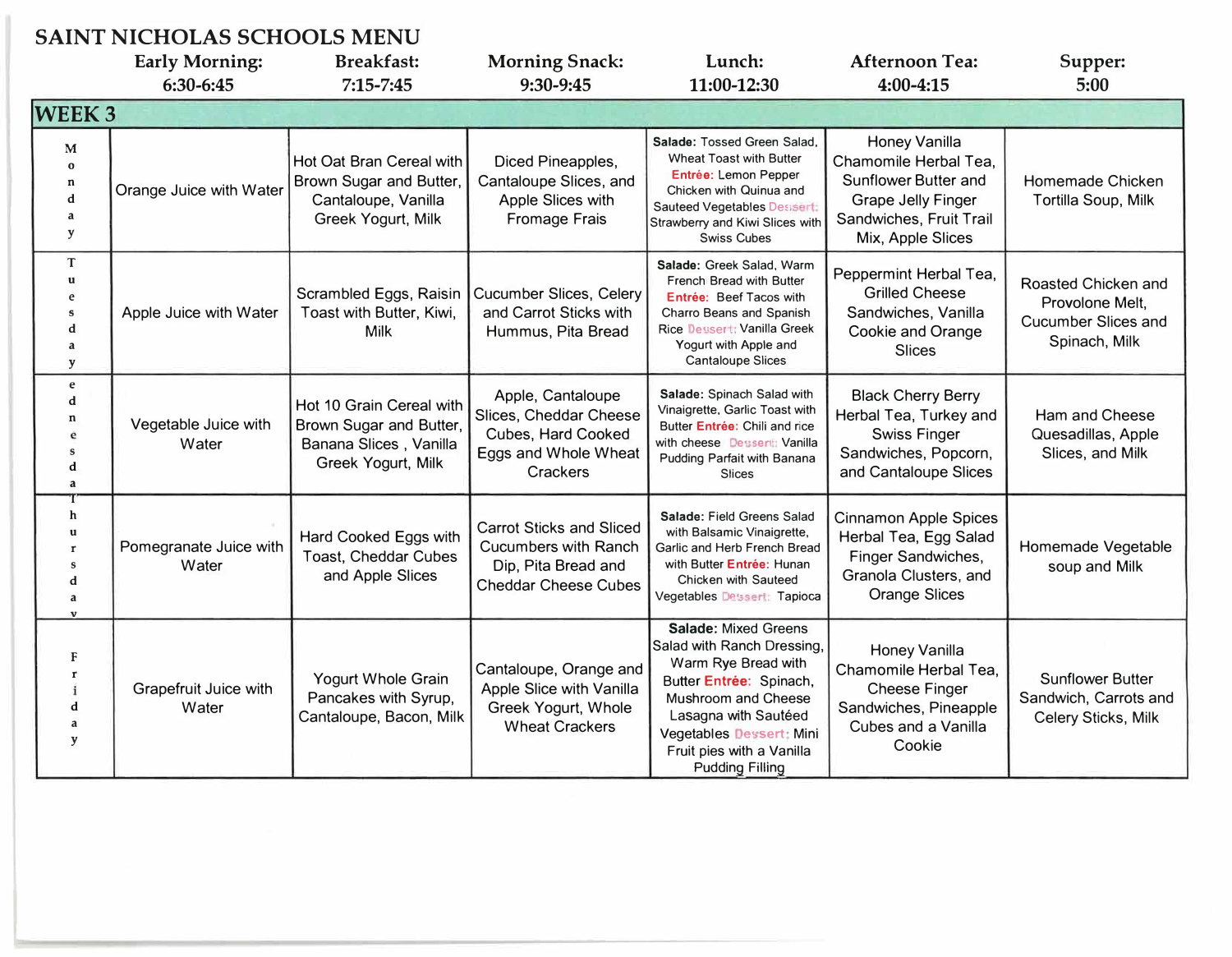# SAINT NICHOLAS SCHOOLS MENU

| | Early Morning: 6:30-6:45 | Breakfast: 7:15-7:45 | Morning Snack: 9:30-9:45 | Lunch: 11:00-12:30 | Afternoon Tea: 4:00-4:15 | Supper: 5:00 |
|---|---|---|---|---|---|---|
| **WEEK 3** | | | | | | |
| Monday | Orange Juice with Water | Hot Oat Bran Cereal with Brown Sugar and Butter, Cantaloupe, Vanilla Greek Yogurt, Milk | Diced Pineapples, Cantaloupe Slices, and Apple Slices with Fromage Frais | **Salade:** Tossed Green Salad, Wheat Toast with Butter **Entrée:** Lemon Pepper Chicken with Quinua and Sauteed Vegetables **Dessert:** Strawberry and Kiwi Slices with Swiss Cubes | Honey Vanilla Chamomile Herbal Tea, Sunflower Butter and Grape Jelly Finger Sandwiches, Fruit Trail Mix, Apple Slices | Homemade Chicken Tortilla Soup, Milk |
| Tuesday | Apple Juice with Water | Scrambled Eggs, Raisin Toast with Butter, Kiwi, Milk | Cucumber Slices, Celery and Carrot Sticks with Hummus, Pita Bread | **Salade:** Greek Salad, Warm French Bread with Butter **Entrée:** Beef Tacos with Charro Beans and Spanish Rice **Dessert:** Vanilla Greek Yogurt with Apple and Cantaloupe Slices | Peppermint Herbal Tea, Grilled Cheese Sandwiches, Vanilla Cookie and Orange Slices | Roasted Chicken and Provolone Melt, Cucumber Slices and Spinach, Milk |
| Wednesday | Vegetable Juice with Water | Hot 10 Grain Cereal with Brown Sugar and Butter, Banana Slices , Vanilla Greek Yogurt, Milk | Apple, Cantaloupe Slices, Cheddar Cheese Cubes, Hard Cooked Eggs and Whole Wheat Crackers | **Salade:** Spinach Salad with Vinaigrette, Garlic Toast with Butter **Entrée:** Chili and rice with cheese **Dessert:** Vanilla Pudding Parfait with Banana Slices | Black Cherry Berry Herbal Tea, Turkey and Swiss Finger Sandwiches, Popcorn, and Cantaloupe Slices | Ham and Cheese Quesadillas, Apple Slices, and Milk |
| Thursday | Pomegranate Juice with Water | Hard Cooked Eggs with Toast, Cheddar Cubes and Apple Slices | Carrot Sticks and Sliced Cucumbers with Ranch Dip, Pita Bread and Cheddar Cheese Cubes | **Salade:** Field Greens Salad with Balsamic Vinaigrette, Garlic and Herb French Bread with Butter **Entrée:** Hunan Chicken with Sauteed Vegetables **Dessert:** Tapioca | Cinnamon Apple Spices Herbal Tea, Egg Salad Finger Sandwiches, Granola Clusters, and Orange Slices | Homemade Vegetable soup and Milk |
| Friday | Grapefruit Juice with Water | Yogurt Whole Grain Pancakes with Syrup, Cantaloupe, Bacon, Milk | Cantaloupe, Orange and Apple Slice with Vanilla Greek Yogurt, Whole Wheat Crackers | **Salade:** Mixed Greens Salad with Ranch Dressing, Warm Rye Bread with Butter **Entrée:** Spinach, Mushroom and Cheese Lasagna with Sautéed Vegetables **Dessert:** Mini Fruit pies with a Vanilla Pudding Filling | Honey Vanilla Chamomile Herbal Tea, Cheese Finger Sandwiches, Pineapple Cubes and a Vanilla Cookie | Sunflower Butter Sandwich, Carrots and Celery Sticks, Milk |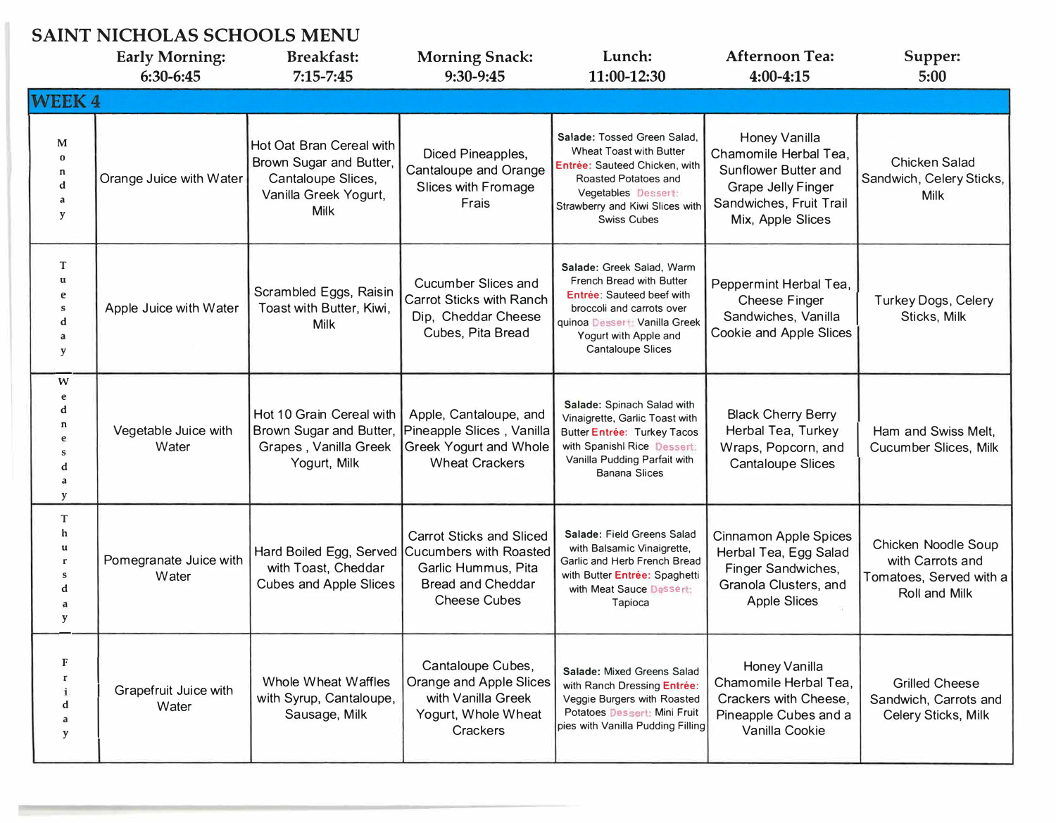# SAINT NICHOLAS SCHOOLS MENU

| | Early Morning: 6:30-6:45 | Breakfast: 7:15-7:45 | Morning Snack: 9:30-9:45 | Lunch: 11:00-12:30 | Afternoon Tea: 4:00-4:15 | Supper: 5:00 |
|---|---|---|---|---|---|---|
| **WEEK 4** | | | | | | |
| Monday | Orange Juice with Water | Hot Oat Bran Cereal with Brown Sugar and Butter, Cantaloupe Slices, Vanilla Greek Yogurt, Milk | Diced Pineapples, Cantaloupe and Orange Slices with Fromage Frais | **Salade:** Tossed Green Salad, Wheat Toast with Butter **Entrée:** Sauteed Chicken, with Roasted Potatoes and Vegetables **Dessert:** Strawberry and Kiwi Slices with Swiss Cubes | Honey Vanilla Chamomile Herbal Tea, Sunflower Butter and Grape Jelly Finger Sandwiches, Fruit Trail Mix, Apple Slices | Chicken Salad Sandwich, Celery Sticks, Milk |
| Tuesday | Apple Juice with Water | Scrambled Eggs, Raisin Toast with Butter, Kiwi, Milk | Cucumber Slices and Carrot Sticks with Ranch Dip, Cheddar Cheese Cubes, Pita Bread | **Salade:** Greek Salad, Warm French Bread with Butter **Entrée:** Sauteed beef with broccoli and carrots over quinoa **Dessert:** Vanilla Greek Yogurt with Apple and Cantaloupe Slices | Peppermint Herbal Tea, Cheese Finger Sandwiches, Vanilla Cookie and Apple Slices | Turkey Dogs, Celery Sticks, Milk |
| Wednesday | Vegetable Juice with Water | Hot 10 Grain Cereal with Brown Sugar and Butter, Grapes , Vanilla Greek Yogurt, Milk | Apple, Cantaloupe, and Pineapple Slices , Vanilla Greek Yogurt and Whole Wheat Crackers | **Salade:** Spinach Salad with Vinaigrette, Garlic Toast with Butter **Entrée:** Turkey Tacos with Spanishl Rice **Dessert:** Vanilla Pudding Parfait with Banana Slices | Black Cherry Berry Herbal Tea, Turkey Wraps, Popcorn, and Cantaloupe Slices | Ham and Swiss Melt, Cucumber Slices, Milk |
| Thursday | Pomegranate Juice with Water | Hard Boiled Egg, Served with Toast, Cheddar Cubes and Apple Slices | Carrot Sticks and Sliced Cucumbers with Roasted Garlic Hummus, Pita Bread and Cheddar Cheese Cubes | **Salade:** Field Greens Salad with Balsamic Vinaigrette, Garlic and Herb French Bread with Butter **Entrée:** Spaghetti with Meat Sauce **Dessert:** Tapioca | Cinnamon Apple Spices Herbal Tea, Egg Salad Finger Sandwiches, Granola Clusters, and Apple Slices | Chicken Noodle Soup with Carrots and Tomatoes, Served with a Roll and Milk |
| Friday | Grapefruit Juice with Water | Whole Wheat Waffles with Syrup, Cantaloupe, Sausage, Milk | Cantaloupe Cubes, Orange and Apple Slices with Vanilla Greek Yogurt, Whole Wheat Crackers | **Salade:** Mixed Greens Salad with Ranch Dressing **Entrée:** Veggie Burgers with Roasted Potatoes **Dessert:** Mini Fruit pies with Vanilla Pudding Filling | Honey Vanilla Chamomile Herbal Tea, Crackers with Cheese, Pineapple Cubes and a Vanilla Cookie | Grilled Cheese Sandwich, Carrots and Celery Sticks, Milk |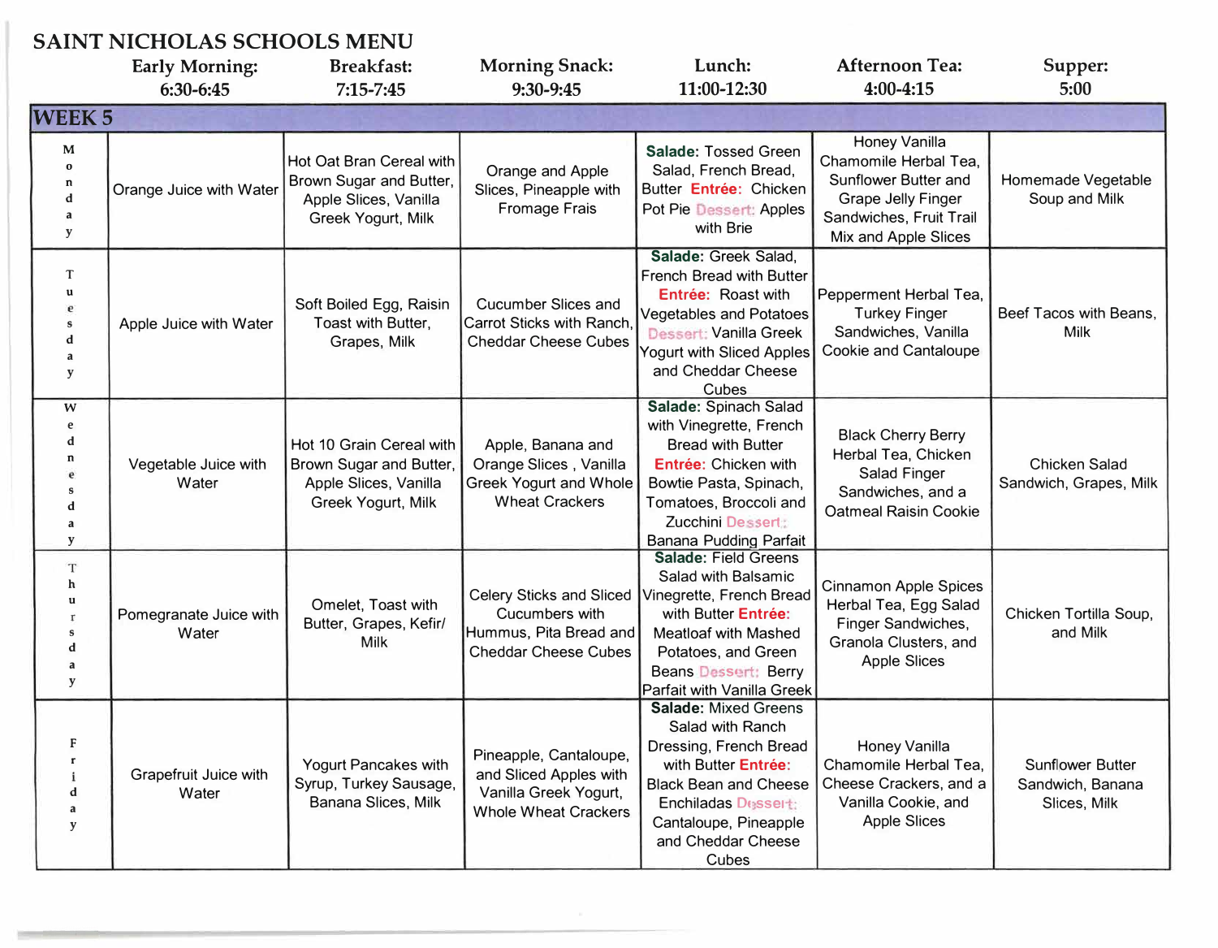# SAINT NICHOLAS SCHOOLS MENU

| | Early Morning: 6:30-6:45 | Breakfast: 7:15-7:45 | Morning Snack: 9:30-9:45 | Lunch: 11:00-12:30 | Afternoon Tea: 4:00-4:15 | Supper: 5:00 |
|---|---|---|---|---|---|---|
| **WEEK 5** | | | | | | |
| Monday | Orange Juice with Water | Hot Oat Bran Cereal with Brown Sugar and Butter, Apple Slices, Vanilla Greek Yogurt, Milk | Orange and Apple Slices, Pineapple with Fromage Frais | **Salade:** Tossed Green Salad, French Bread, Butter **Entrée:** Chicken Pot Pie **Dessert:** Apples with Brie | Honey Vanilla Chamomile Herbal Tea, Sunflower Butter and Grape Jelly Finger Sandwiches, Fruit Trail Mix and Apple Slices | Homemade Vegetable Soup and Milk |
| Tuesday | Apple Juice with Water | Soft Boiled Egg, Raisin Toast with Butter, Grapes, Milk | Cucumber Slices and Carrot Sticks with Ranch, Cheddar Cheese Cubes | **Salade:** Greek Salad, French Bread with Butter **Entrée:** Roast with Vegetables and Potatoes **Dessert:** Vanilla Greek Yogurt with Sliced Apples and Cheddar Cheese Cubes | Pepperment Herbal Tea, Turkey Finger Sandwiches, Vanilla Cookie and Cantaloupe | Beef Tacos with Beans, Milk |
| Wednesday | Vegetable Juice with Water | Hot 10 Grain Cereal with Brown Sugar and Butter, Apple Slices, Vanilla Greek Yogurt, Milk | Apple, Banana and Orange Slices , Vanilla Greek Yogurt and Whole Wheat Crackers | **Salade:** Spinach Salad with Vinegrette, French Bread with Butter **Entrée:** Chicken with Bowtie Pasta, Spinach, Tomatoes, Broccoli and Zucchini **Dessert:** Banana Pudding Parfait | Black Cherry Berry Herbal Tea, Chicken Salad Finger Sandwiches, and a Oatmeal Raisin Cookie | Chicken Salad Sandwich, Grapes, Milk |
| Thursday | Pomegranate Juice with Water | Omelet, Toast with Butter, Grapes, Kefir/ Milk | Celery Sticks and Sliced Cucumbers with Hummus, Pita Bread and Cheddar Cheese Cubes | **Salade:** Field Greens Salad with Balsamic Vinegrette, French Bread with Butter **Entrée:** Meatloaf with Mashed Potatoes, and Green Beans **Dessert:** Berry Parfait with Vanilla Greek | Cinnamon Apple Spices Herbal Tea, Egg Salad Finger Sandwiches, Granola Clusters, and Apple Slices | Chicken Tortilla Soup, and Milk |
| Friday | Grapefruit Juice with Water | Yogurt Pancakes with Syrup, Turkey Sausage, Banana Slices, Milk | Pineapple, Cantaloupe, and Sliced Apples with Vanilla Greek Yogurt, Whole Wheat Crackers | **Salade:** Mixed Greens Salad with Ranch Dressing, French Bread with Butter **Entrée:** Black Bean and Cheese Enchiladas **Dessert:** Cantaloupe, Pineapple and Cheddar Cheese Cubes | Honey Vanilla Chamomile Herbal Tea, Cheese Crackers, and a Vanilla Cookie, and Apple Slices | Sunflower Butter Sandwich, Banana Slices, Milk |